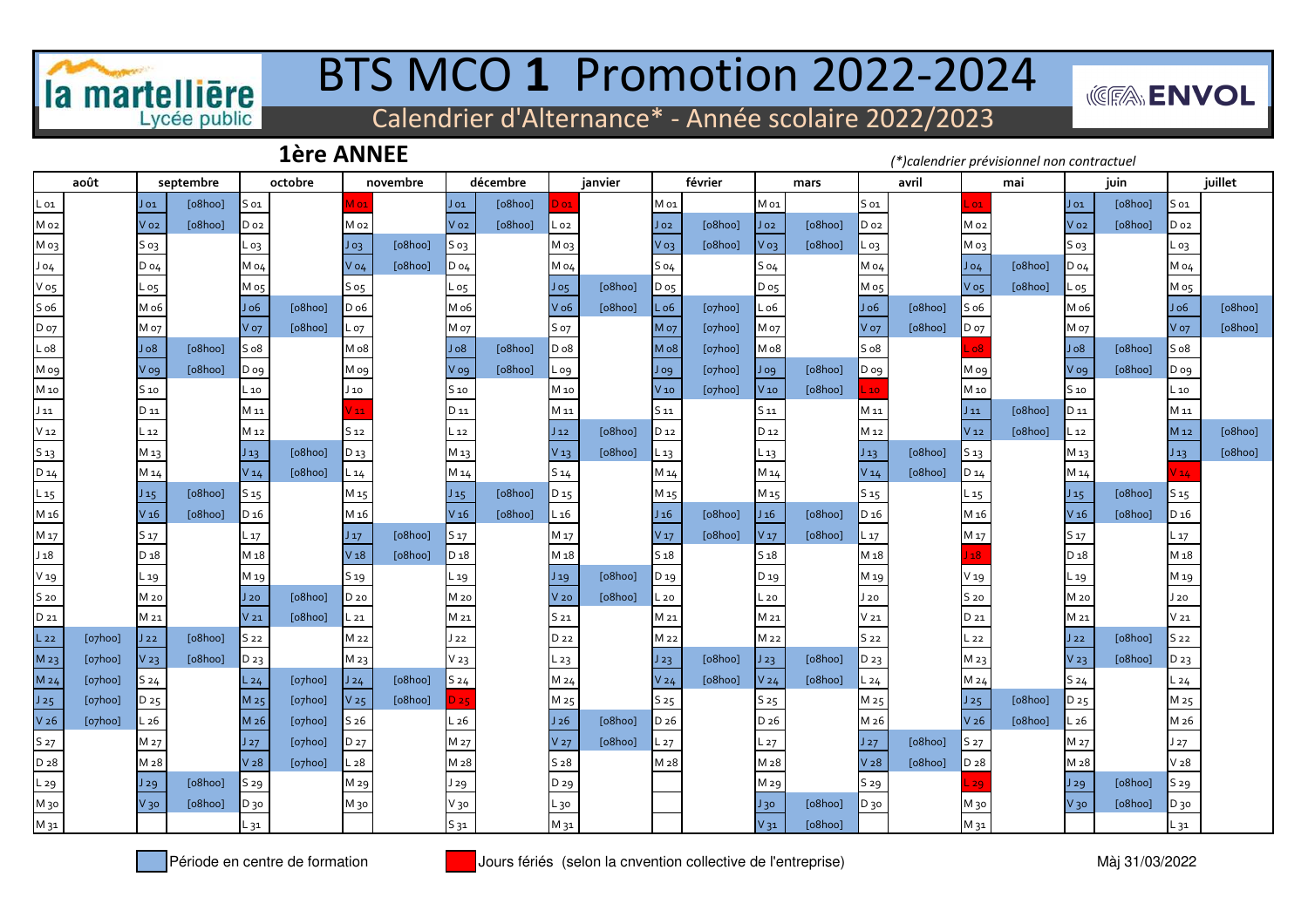# BTS MCO **1** Promotion 2022-2024

la martellière Lycée public — CFA ENVOL

Calendrier d'Alternance* - Année scolaire 2022/2023

## 1ère ANNEE

*(*)calendrier prévisionnel non contractuel*

| août | | septembre | | octobre | | novembre | | décembre | | janvier | | février | | mars | | avril | | mai | | juin | | juillet | |
|---|---|---|---|---|---|---|---|---|---|---|---|---|---|---|---|---|---|---|---|---|---|---|---|
| L 01 | | J 01 | [08h00] | S 01 | | M 01 | | J 01 | [08h00] | D 01 | | M 01 | | M 01 | | S 01 | | L 01 | | J 01 | [08h00] | S 01 | |
| M 02 | | V 02 | [08h00] | D 02 | | M 02 | | V 02 | [08h00] | L 02 | | J 02 | [08h00] | J 02 | [08h00] | D 02 | | M 02 | | V 02 | [08h00] | D 02 | |
| M 03 | | S 03 | | L 03 | | J 03 | [08h00] | S 03 | | M 03 | | V 03 | [08h00] | V 03 | [08h00] | L 03 | | M 03 | | S 03 | | L 03 | |
| J 04 | | D 04 | | M 04 | | V 04 | [08h00] | D 04 | | M 04 | | S 04 | | S 04 | | M 04 | | J 04 | [08h00] | D 04 | | M 04 | |
| V 05 | | L 05 | | M 05 | | S 05 | | L 05 | | J 05 | [08h00] | D 05 | | D 05 | | M 05 | | V 05 | [08h00] | L 05 | | M 05 | |
| S 06 | | M 06 | | J 06 | [08h00] | D 06 | | M 06 | | V 06 | [08h00] | L 06 | [07h00] | L 06 | | J 06 | [08h00] | S 06 | | M 06 | | J 06 | [08h00] |
| D 07 | | M 07 | | V 07 | [08h00] | L 07 | | M 07 | | S 07 | | M 07 | [07h00] | M 07 | | V 07 | [08h00] | D 07 | | M 07 | | V 07 | [08h00] |
| L 08 | | J 08 | [08h00] | S 08 | | M 08 | | J 08 | [08h00] | D 08 | | M 08 | [07h00] | M 08 | | S 08 | | L 08 | | J 08 | [08h00] | S 08 | |
| M 09 | | V 09 | [08h00] | D 09 | | M 09 | | V 09 | [08h00] | L 09 | | J 09 | [07h00] | J 09 | [08h00] | D 09 | | M 09 | | V 09 | [08h00] | D 09 | |
| M 10 | | S 10 | | L 10 | | J 10 | | S 10 | | M 10 | | V 10 | [07h00] | V 10 | [08h00] | L 10 | | M 10 | | S 10 | | L 10 | |
| J 11 | | D 11 | | M 11 | | V 11 | | D 11 | | M 11 | | S 11 | | S 11 | | M 11 | | J 11 | [08h00] | D 11 | | M 11 | |
| V 12 | | L 12 | | M 12 | | S 12 | | L 12 | | J 12 | [08h00] | D 12 | | D 12 | | M 12 | | V 12 | [08h00] | L 12 | | M 12 | [08h00] |
| S 13 | | M 13 | | J 13 | [08h00] | D 13 | | M 13 | | V 13 | [08h00] | L 13 | | L 13 | | J 13 | [08h00] | S 13 | | M 13 | | J 13 | [08h00] |
| D 14 | | M 14 | | V 14 | [08h00] | L 14 | | M 14 | | S 14 | | M 14 | | M 14 | | V 14 | [08h00] | D 14 | | M 14 | | V 14 | |
| L 15 | | J 15 | [08h00] | S 15 | | M 15 | | J 15 | [08h00] | D 15 | | M 15 | | M 15 | | S 15 | | L 15 | | J 15 | [08h00] | S 15 | |
| M 16 | | V 16 | [08h00] | D 16 | | M 16 | | V 16 | [08h00] | L 16 | | J 16 | [08h00] | J 16 | [08h00] | D 16 | | M 16 | | V 16 | [08h00] | D 16 | |
| M 17 | | S 17 | | L 17 | | J 17 | [08h00] | S 17 | | M 17 | | V 17 | [08h00] | V 17 | [08h00] | L 17 | | M 17 | | S 17 | | L 17 | |
| J 18 | | D 18 | | M 18 | | V 18 | [08h00] | D 18 | | M 18 | | S 18 | | S 18 | | M 18 | | J 18 | | D 18 | | M 18 | |
| V 19 | | L 19 | | M 19 | | S 19 | | L 19 | | J 19 | [08h00] | D 19 | | D 19 | | M 19 | | V 19 | | L 19 | | M 19 | |
| S 20 | | M 20 | | J 20 | [08h00] | D 20 | | M 20 | | V 20 | [08h00] | L 20 | | L 20 | | J 20 | | S 20 | | M 20 | | J 20 | |
| D 21 | | M 21 | | V 21 | [08h00] | L 21 | | M 21 | | S 21 | | M 21 | | M 21 | | V 21 | | D 21 | | M 21 | | V 21 | |
| L 22 | [07h00] | J 22 | [08h00] | S 22 | | M 22 | | J 22 | | D 22 | | M 22 | | M 22 | | S 22 | | L 22 | | J 22 | [08h00] | S 22 | |
| M 23 | [07h00] | V 23 | [08h00] | D 23 | | M 23 | | V 23 | | L 23 | | J 23 | [08h00] | J 23 | [08h00] | D 23 | | M 23 | | V 23 | [08h00] | D 23 | |
| M 24 | [07h00] | S 24 | | L 24 | [07h00] | J 24 | [08h00] | S 24 | | M 24 | | V 24 | [08h00] | V 24 | [08h00] | L 24 | | M 24 | | S 24 | | L 24 | |
| J 25 | [07h00] | D 25 | | M 25 | [07h00] | V 25 | [08h00] | D 25 | | M 25 | | S 25 | | S 25 | | M 25 | | J 25 | [08h00] | D 25 | | M 25 | |
| V 26 | [07h00] | L 26 | | M 26 | [07h00] | S 26 | | L 26 | | J 26 | [08h00] | D 26 | | D 26 | | M 26 | | V 26 | [08h00] | L 26 | | M 26 | |
| S 27 | | M 27 | | J 27 | [07h00] | D 27 | | M 27 | | V 27 | [08h00] | L 27 | | L 27 | | J 27 | [08h00] | S 27 | | M 27 | | J 27 | |
| D 28 | | M 28 | | V 28 | [07h00] | L 28 | | M 28 | | S 28 | | M 28 | | M 28 | | V 28 | [08h00] | D 28 | | M 28 | | V 28 | |
| L 29 | | J 29 | [08h00] | S 29 | | M 29 | | J 29 | | D 29 | | | | M 29 | | S 29 | | L 29 | | J 29 | [08h00] | S 29 | |
| M 30 | | V 30 | [08h00] | D 30 | | M 30 | | V 30 | | L 30 | | | | J 30 | [08h00] | D 30 | | M 30 | | V 30 | [08h00] | D 30 | |
| M 31 | | | | L 31 | | | | S 31 | | M 31 | | | | V 31 | [08h00] | | | M 31 | | | | L 31 | |

Période en centre de formation

Jours fériés (selon la cnvention collective de l'entreprise)

Màj 31/03/2022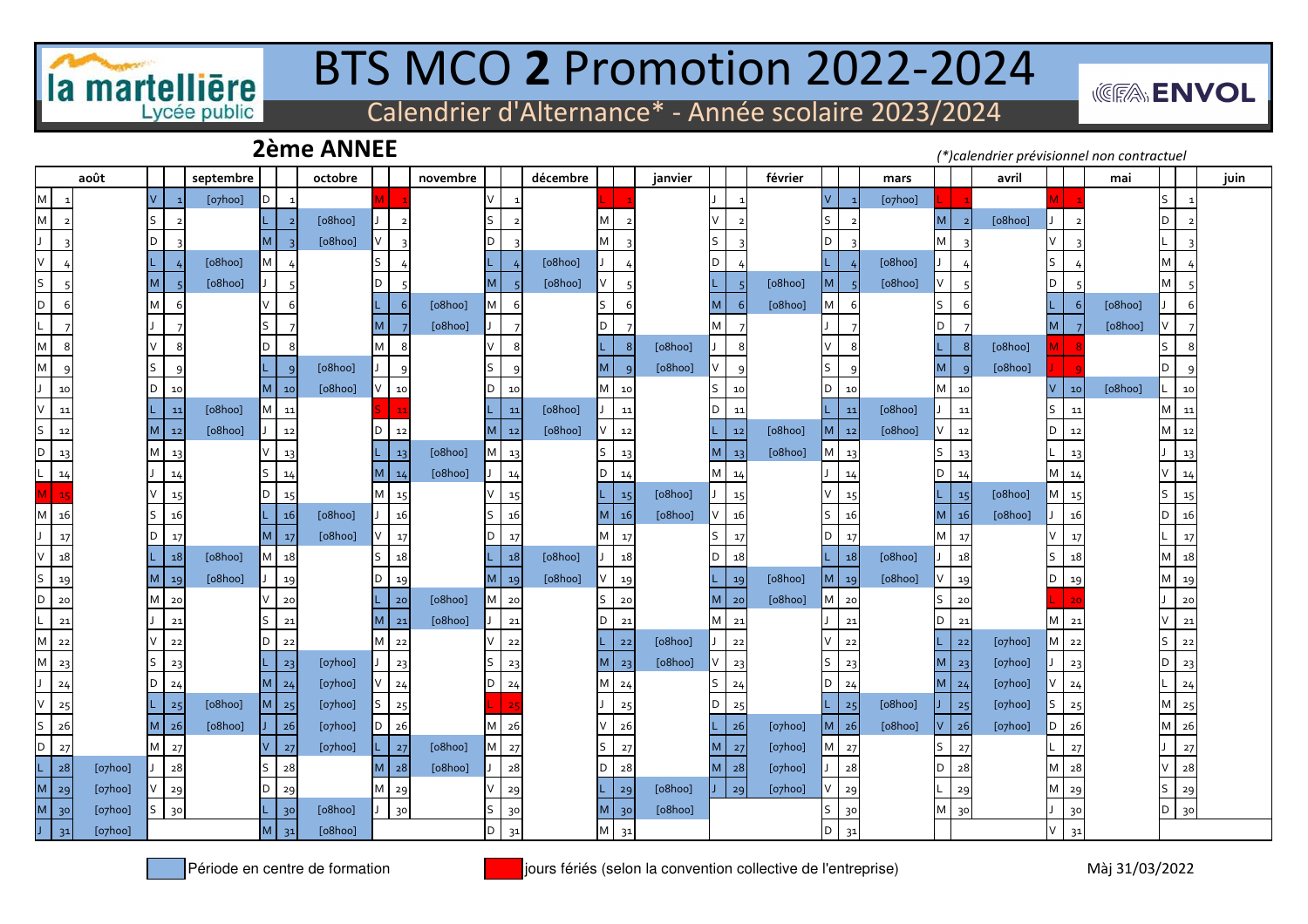# BTS MCO 2 Promotion 2022-2024

## Calendrier d'Alternance* - Année scolaire 2023/2024

la martellière Lycée public — CFA ENVOL

### 2ème ANNEE

*(*)calendrier prévisionnel non contractuel*

| août | | septembre | | octobre | | novembre | | décembre | | janvier | | février | | mars | | avril | | mai | | juin |
|---|---|---|---|---|---|---|---|---|---|---|---|---|---|---|---|---|---|---|---|---|
| M 1 | | V 1 | [07h00] | D 1 | | M 1 | férié | V 1 | | L 1 | férié | J 1 | | V 1 | [07h00] | L 1 | férié | M 1 | férié | S 1 |
| M 2 | | S 2 | | L 2 | [08h00] | J 2 | | S 2 | | M 2 | | V 2 | | S 2 | | M 2 | [08h00] | J 2 | | D 2 |
| J 3 | | D 3 | | M 3 | [08h00] | V 3 | | D 3 | | M 3 | | S 3 | | D 3 | | M 3 | | V 3 | | L 3 |
| V 4 | | L 4 | [08h00] | M 4 | | S 4 | | L 4 | [08h00] | J 4 | | D 4 | | L 4 | [08h00] | J 4 | | S 4 | | M 4 |
| S 5 | | M 5 | [08h00] | J 5 | | D 5 | | M 5 | [08h00] | V 5 | | L 5 | [08h00] | M 5 | [08h00] | V 5 | | D 5 | | M 5 |
| D 6 | | M 6 | | V 6 | | L 6 | [08h00] | M 6 | | S 6 | | M 6 | [08h00] | M 6 | | S 6 | | L 6 | [08h00] | J 6 |
| L 7 | | J 7 | | S 7 | | M 7 | [08h00] | J 7 | | D 7 | | M 7 | | J 7 | | D 7 | | M 7 | [08h00] | V 7 |
| M 8 | | V 8 | | D 8 | | M 8 | | V 8 | | L 8 | [08h00] | J 8 | | V 8 | | L 8 | [08h00] | M 8 | férié | S 8 |
| M 9 | | S 9 | | L 9 | [08h00] | J 9 | | S 9 | | M 9 | [08h00] | V 9 | | S 9 | | M 9 | [08h00] | J 9 | férié | D 9 |
| J 10 | | D 10 | | M 10 | [08h00] | V 10 | | D 10 | | M 10 | | S 10 | | D 10 | | M 10 | | V 10 | [08h00] | L 10 |
| V 11 | | L 11 | [08h00] | M 11 | | S 11 | férié | L 11 | [08h00] | J 11 | | D 11 | | L 11 | [08h00] | J 11 | | S 11 | | M 11 |
| S 12 | | M 12 | [08h00] | J 12 | | D 12 | | M 12 | [08h00] | V 12 | | L 12 | [08h00] | M 12 | [08h00] | V 12 | | D 12 | | M 12 |
| D 13 | | M 13 | | V 13 | | L 13 | [08h00] | M 13 | | S 13 | | M 13 | [08h00] | M 13 | | S 13 | | L 13 | | J 13 |
| L 14 | | J 14 | | S 14 | | M 14 | [08h00] | J 14 | | D 14 | | M 14 | | J 14 | | D 14 | | M 14 | | V 14 |
| M 15 | férié | V 15 | | D 15 | | M 15 | | V 15 | | L 15 | [08h00] | J 15 | | V 15 | | L 15 | [08h00] | M 15 | | S 15 |
| M 16 | | S 16 | | L 16 | [08h00] | J 16 | | S 16 | | M 16 | [08h00] | V 16 | | S 16 | | M 16 | [08h00] | J 16 | | D 16 |
| J 17 | | D 17 | | M 17 | [08h00] | V 17 | | D 17 | | M 17 | | S 17 | | D 17 | | M 17 | | V 17 | | L 17 |
| V 18 | | L 18 | [08h00] | M 18 | | S 18 | | L 18 | [08h00] | J 18 | | D 18 | | L 18 | [08h00] | J 18 | | S 18 | | M 18 |
| S 19 | | M 19 | [08h00] | J 19 | | D 19 | | M 19 | [08h00] | V 19 | | L 19 | [08h00] | M 19 | [08h00] | V 19 | | D 19 | | M 19 |
| D 20 | | M 20 | | V 20 | | L 20 | [08h00] | M 20 | | S 20 | | M 20 | [08h00] | M 20 | | S 20 | | L 20 | férié | J 20 |
| L 21 | | J 21 | | S 21 | | M 21 | [08h00] | J 21 | | D 21 | | M 21 | | J 21 | | D 21 | | M 21 | | V 21 |
| M 22 | | V 22 | | D 22 | | M 22 | | V 22 | | L 22 | [08h00] | J 22 | | V 22 | | L 22 | [07h00] | M 22 | | S 22 |
| M 23 | | S 23 | | L 23 | [07h00] | J 23 | | S 23 | | M 23 | [08h00] | V 23 | | S 23 | | M 23 | [07h00] | J 23 | | D 23 |
| J 24 | | D 24 | | M 24 | [07h00] | V 24 | | D 24 | | M 24 | | S 24 | | D 24 | | M 24 | [07h00] | V 24 | | L 24 |
| V 25 | | L 25 | [08h00] | M 25 | [07h00] | S 25 | | L 25 | férié | J 25 | | D 25 | | L 25 | [08h00] | J 25 | [07h00] | S 25 | | M 25 |
| S 26 | | M 26 | [08h00] | J 26 | [07h00] | D 26 | | M 26 | | V 26 | | L 26 | [07h00] | M 26 | [08h00] | V 26 | [07h00] | D 26 | | M 26 |
| D 27 | | M 27 | | V 27 | [07h00] | L 27 | [08h00] | M 27 | | S 27 | | M 27 | [07h00] | M 27 | | S 27 | | L 27 | | J 27 |
| L 28 | [07h00] | J 28 | | S 28 | | M 28 | [08h00] | J 28 | | D 28 | | M 28 | [07h00] | J 28 | | D 28 | | M 28 | | V 28 |
| M 29 | [07h00] | V 29 | | D 29 | | M 29 | | V 29 | | L 29 | [08h00] | J 29 | [07h00] | V 29 | | L 29 | | M 29 | | S 29 |
| M 30 | [07h00] | S 30 | | L 30 | [08h00] | J 30 | | S 30 | | M 30 | [08h00] | | | S 30 | | M 30 | | J 30 | | D 30 |
| J 31 | [07h00] | | | M 31 | [08h00] | | | D 31 | | M 31 | | | | D 31 | | | | V 31 | | |

Période en centre de formation (jours avec horaire indiqué)

jours fériés (selon la convention collective de l'entreprise)

Màj 31/03/2022